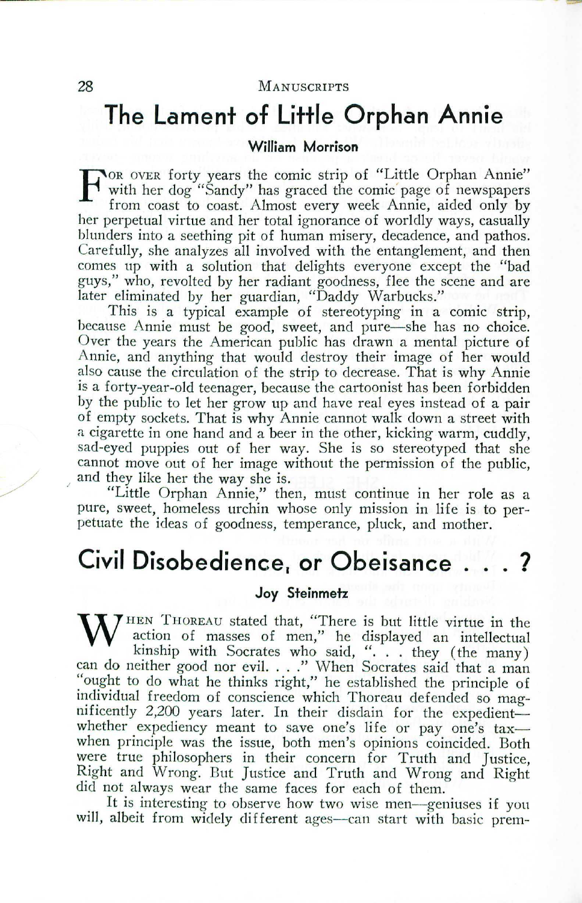# The Lament of Little Orphan Annie

**William Morrison**

For over forty years the comic strip of "Little Orphan Annie" with her dog "Sandy" has graced the comic page of newspapers from coast to coast. Almost every week Annie, aided only by her perpetual virtue and her total ignorance of worldly ways, casually blunders into a seething pit of human misery, decadence, and pathos. Carefully, she analyzes all involved with the entanglement, and then comes up with a solution that delights everyone except the "bad guys," who, revolted by her radiant goodness, flee the scene and are later eliminated by her guardian, "Daddy Warbucks."

This is a typical example of stereotyping in a comic strip, because Annie must be good, sweet, and pure—she has no choice. Over the years the American public has drawn a mental picture of Annie, and anything that would destroy their image of her would also cause the circulation of the strip to decrease. That is why Annie is a forty-year-old teenager, because the cartoonist has been forbidden by the public to let her grow up and have real eyes instead of a pair of empty sockets. That is why Annie cannot walk down a street with a cigarette in one hand and a beer in the other, kicking warm, cuddly, sad-eyed puppies out of her way. She is so stereotyped that she cannot move out of her image without the permission of the public, and they like her the way she is.

"Little Orphan Annie," then, must continue in her role as a pure, sweet, homeless urchin whose only mission in life is to perpetuate the ideas of goodness, temperance, pluck, and mother.

# Civil Disobedience, or Obeisance . . . ?

**Joy Steinmetz**

When Thoreau stated that, "There is but little virtue in the action of masses of men," he displayed an intellectual kinship with Socrates who said, ". . . they (the many) can do neither good nor evil. . . ." When Socrates said that a man "ought to do what he thinks right," he established the principle of individual freedom of conscience which Thoreau defended so magnificently 2,200 years later. In their disdain for the expedient—whether expediency meant to save one's life or pay one's tax—when principle was the issue, both men's opinions coincided. Both were true philosophers in their concern for Truth and Justice, Right and Wrong. But Justice and Truth and Wrong and Right did not always wear the same faces for each of them.

It is interesting to observe how two wise men—geniuses if you will, albeit from widely different ages—can start with basic prem-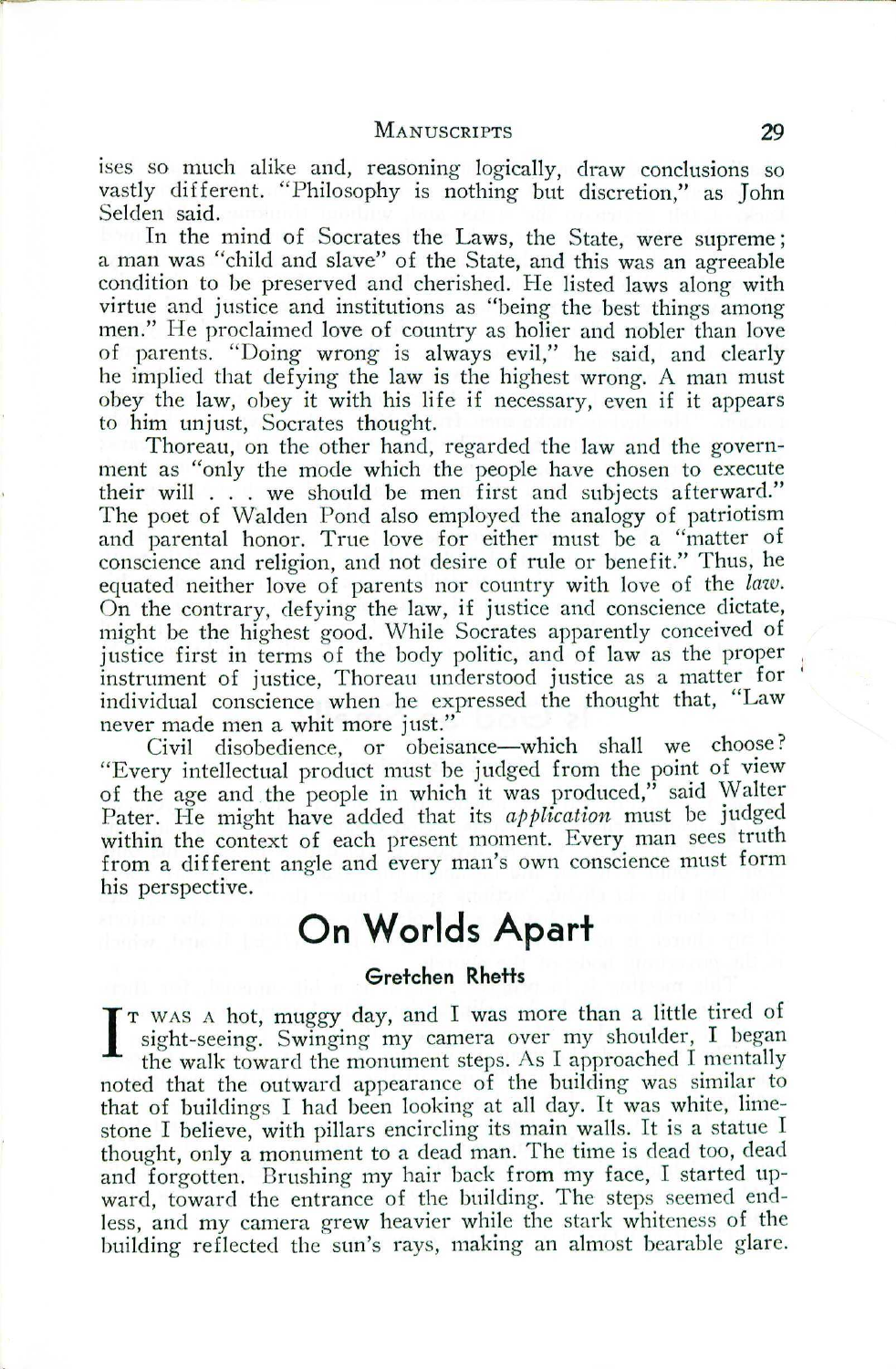ises so much alike and, reasoning logically, draw conclusions so vastly different. "Philosophy is nothing but discretion," as John Selden said.

In the mind of Socrates the Laws, the State, were supreme; a man was "child and slave" of the State, and this was an agreeable condition to be preserved and cherished. He listed laws along with virtue and justice and institutions as "being the best things among men." He proclaimed love of country as holier and nobler than love of parents. "Doing wrong is always evil," he said, and clearly he implied that defying the law is the highest wrong. A man must obey the law, obey it with his life if necessary, even if it appears to him unjust, Socrates thought.

Thoreau, on the other hand, regarded the law and the government as "only the mode which the people have chosen to execute their will . . . we should be men first and subjects afterward." The poet of Walden Pond also employed the analogy of patriotism and parental honor. True love for either must be a "matter of conscience and religion, and not desire of rule or benefit." Thus, he equated neither love of parents nor country with love of the *law*. On the contrary, defying the law, if justice and conscience dictate, might be the highest good. While Socrates apparently conceived of justice first in terms of the body politic, and of law as the proper instrument of justice, Thoreau understood justice as a matter for individual conscience when he expressed the thought that, "Law never made men a whit more just."

Civil disobedience, or obeisance—which shall we choose? "Every intellectual product must be judged from the point of view of the age and the people in which it was produced," said Walter Pater. He might have added that its *application* must be judged within the context of each present moment. Every man sees truth from a different angle and every man's own conscience must form his perspective.

## On Worlds Apart

**Gretchen Rhetts**

It was a hot, muggy day, and I was more than a little tired of sight-seeing. Swinging my camera over my shoulder, I began the walk toward the monument steps. As I approached I mentally noted that the outward appearance of the building was similar to that of buildings I had been looking at all day. It was white, limestone I believe, with pillars encircling its main walls. It is a statue I thought, only a monument to a dead man. The time is dead too, dead and forgotten. Brushing my hair back from my face, I started upward, toward the entrance of the building. The steps seemed endless, and my camera grew heavier while the stark whiteness of the building reflected the sun's rays, making an almost bearable glare.